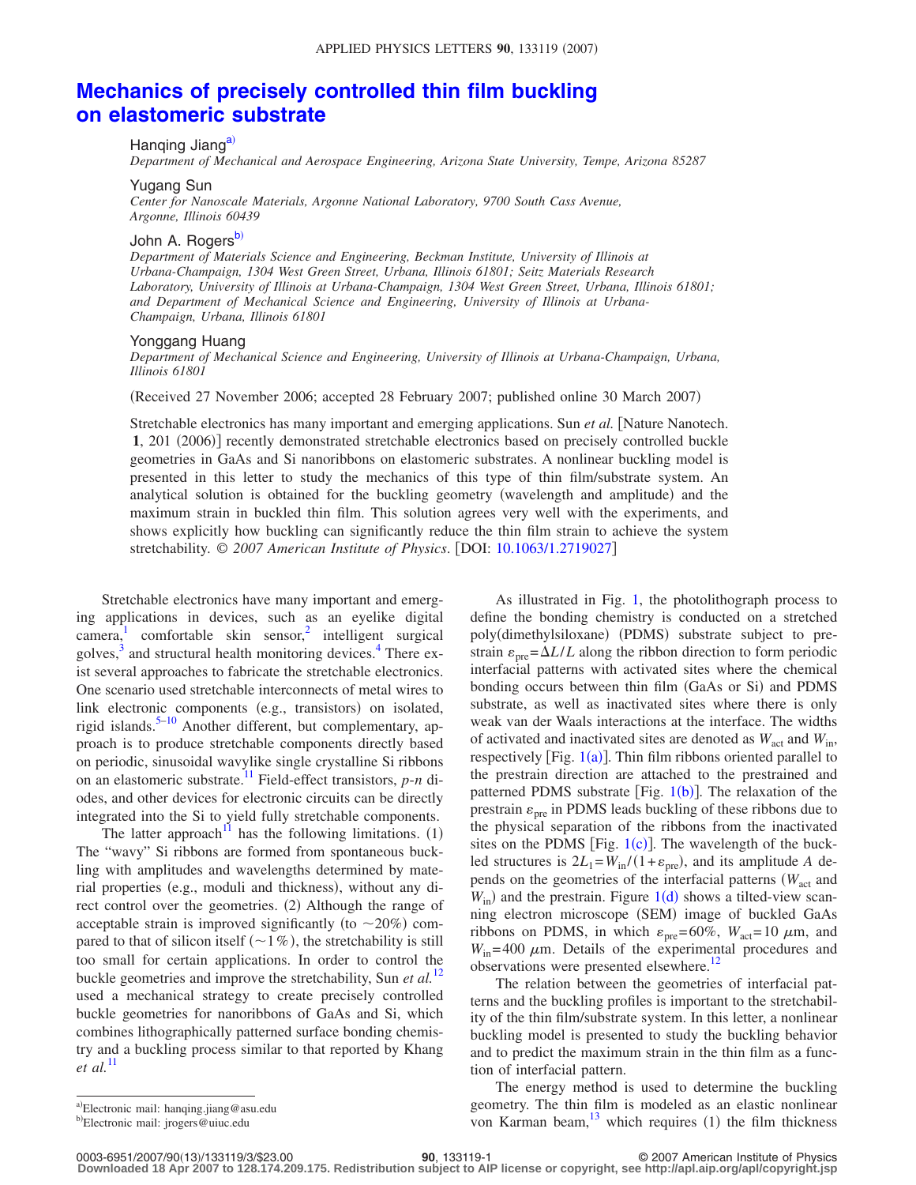# Mechanics of precisely controlled thin film buckling on elastomeric substrate

Hanqing Jiang[a]
*Department of Mechanical and Aerospace Engineering, Arizona State University, Tempe, Arizona 85287*

Yugang Sun
*Center for Nanoscale Materials, Argonne National Laboratory, 9700 South Cass Avenue, Argonne, Illinois 60439*

John A. Rogers[b]
*Department of Materials Science and Engineering, Beckman Institute, University of Illinois at Urbana-Champaign, 1304 West Green Street, Urbana, Illinois 61801; Seitz Materials Research Laboratory, University of Illinois at Urbana-Champaign, 1304 West Green Street, Urbana, Illinois 61801; and Department of Mechanical Science and Engineering, University of Illinois at Urbana-Champaign, Urbana, Illinois 61801*

Yonggang Huang
*Department of Mechanical Science and Engineering, University of Illinois at Urbana-Champaign, Urbana, Illinois 61801*

(Received 27 November 2006; accepted 28 February 2007; published online 30 March 2007)

Stretchable electronics has many important and emerging applications. Sun *et al.* [Nature Nanotech. **1**, 201 (2006)] recently demonstrated stretchable electronics based on precisely controlled buckle geometries in GaAs and Si nanoribbons on elastomeric substrates. A nonlinear buckling model is presented in this letter to study the mechanics of this type of thin film/substrate system. An analytical solution is obtained for the buckling geometry (wavelength and amplitude) and the maximum strain in buckled thin film. This solution agrees very well with the experiments, and shows explicitly how buckling can significantly reduce the thin film strain to achieve the system stretchability. © *2007 American Institute of Physics*. [DOI: 10.1063/1.2719027]

Stretchable electronics have many important and emerging applications in devices, such as an eyelike digital camera,[1] comfortable skin sensor,[2] intelligent surgical golves,[3] and structural health monitoring devices.[4] There exist several approaches to fabricate the stretchable electronics. One scenario used stretchable interconnects of metal wires to link electronic components (e.g., transistors) on isolated, rigid islands.[5–10] Another different, but complementary, approach is to produce stretchable components directly based on periodic, sinusoidal wavylike single crystalline Si ribbons on an elastomeric substrate.[11] Field-effect transistors, *p-n* diodes, and other devices for electronic circuits can be directly integrated into the Si to yield fully stretchable components.

The latter approach[11] has the following limitations. (1) The "wavy" Si ribbons are formed from spontaneous buckling with amplitudes and wavelengths determined by material properties (e.g., moduli and thickness), without any direct control over the geometries. (2) Although the range of acceptable strain is improved significantly (to ~20%) compared to that of silicon itself (~1%), the stretchability is still too small for certain applications. In order to control the buckle geometries and improve the stretchability, Sun *et al.*[12] used a mechanical strategy to create precisely controlled buckle geometries for nanoribbons of GaAs and Si, which combines lithographically patterned surface bonding chemistry and a buckling process similar to that reported by Khang *et al.*[11]

As illustrated in Fig. 1, the photolithograph process to define the bonding chemistry is conducted on a stretched poly(dimethylsiloxane) (PDMS) substrate subject to prestrain $\varepsilon_{\mathrm{pre}}=\Delta L/L$ along the ribbon direction to form periodic interfacial patterns with activated sites where the chemical bonding occurs between thin film (GaAs or Si) and PDMS substrate, as well as inactivated sites where there is only weak van der Waals interactions at the interface. The widths of activated and inactivated sites are denoted as $W_{\mathrm{act}}$ and $W_{\mathrm{in}}$, respectively [Fig. 1(a)]. Thin film ribbons oriented parallel to the prestrain direction are attached to the prestrained and patterned PDMS substrate [Fig. 1(b)]. The relaxation of the prestrain $\varepsilon_{\mathrm{pre}}$ in PDMS leads buckling of these ribbons due to the physical separation of the ribbons from the inactivated sites on the PDMS [Fig. 1(c)]. The wavelength of the buckled structures is $2L_1=W_{\mathrm{in}}/(1+\varepsilon_{\mathrm{pre}})$, and its amplitude $A$ depends on the geometries of the interfacial patterns ($W_{\mathrm{act}}$ and $W_{\mathrm{in}}$) and the prestrain. Figure 1(d) shows a tilted-view scanning electron microscope (SEM) image of buckled GaAs ribbons on PDMS, in which $\varepsilon_{\mathrm{pre}}=60\%$, $W_{\mathrm{act}}=10\ \mu\mathrm{m}$, and $W_{\mathrm{in}}=400\ \mu\mathrm{m}$. Details of the experimental procedures and observations were presented elsewhere.[12]

The relation between the geometries of interfacial patterns and the buckling profiles is important to the stretchability of the thin film/substrate system. In this letter, a nonlinear buckling model is presented to study the buckling behavior and to predict the maximum strain in the thin film as a function of interfacial pattern.

The energy method is used to determine the buckling geometry. The thin film is modeled as an elastic nonlinear von Karman beam,[13] which requires (1) the film thickness

[a]Electronic mail: hanqing.jiang@asu.edu
[b]Electronic mail: jrogers@uiuc.edu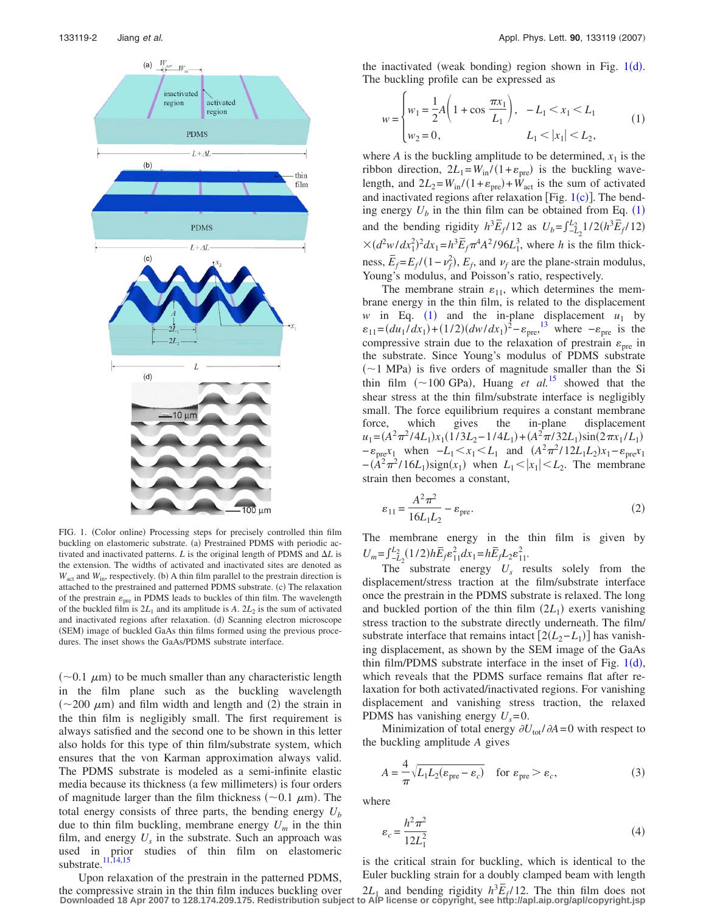FIG. 1. (Color online) Processing steps for precisely controlled thin film buckling on elastomeric substrate. (a) Prestrained PDMS with periodic activated and inactivated patterns. $L$ is the original length of PDMS and $\Delta L$ is the extension. The widths of activated and inactivated sites are denoted as $W_{\rm act}$ and $W_{\rm in}$, respectively. (b) A thin film parallel to the prestrain direction is attached to the prestrained and patterned PDMS substrate. (c) The relaxation of the prestrain $\varepsilon_{\rm pre}$ in PDMS leads to buckles of thin film. The wavelength of the buckled film is $2L_1$ and its amplitude is $A$. $2L_2$ is the sum of activated and inactivated regions after relaxation. (d) Scanning electron microscope (SEM) image of buckled GaAs thin films formed using the previous procedures. The inset shows the GaAs/PDMS substrate interface.

($\sim$0.1 $\mu$m) to be much smaller than any characteristic length in the film plane such as the buckling wavelength ($\sim$200 $\mu$m) and film width and length and (2) the strain in the thin film is negligibly small. The first requirement is always satisfied and the second one to be shown in this letter also holds for this type of thin film/substrate system, which ensures that the von Karman approximation always valid. The PDMS substrate is modeled as a semi-infinite elastic media because its thickness (a few millimeters) is four orders of magnitude larger than the film thickness ($\sim$0.1 $\mu$m). The total energy consists of three parts, the bending energy $U_b$ due to thin film buckling, membrane energy $U_m$ in the thin film, and energy $U_s$ in the substrate. Such an approach was used in prior studies of thin film on elastomeric substrate.[11,14,15]

Upon relaxation of the prestrain in the patterned PDMS, the compressive strain in the thin film induces buckling over the inactivated (weak bonding) region shown in Fig. 1(d). The buckling profile can be expressed as

$$w = \begin{cases} w_1 = \dfrac{1}{2}A\left(1+\cos\dfrac{\pi x_1}{L_1}\right), & -L_1 < x_1 < L_1 \\ w_2 = 0, & L_1 < |x_1| < L_2, \end{cases} \tag{1}$$

where $A$ is the buckling amplitude to be determined, $x_1$ is the ribbon direction, $2L_1 = W_{\rm in}/(1+\varepsilon_{\rm pre})$ is the buckling wavelength, and $2L_2 = W_{\rm in}/(1+\varepsilon_{\rm pre}) + W_{\rm act}$ is the sum of activated and inactivated regions after relaxation [Fig. 1(c)]. The bending energy $U_b$ in the thin film can be obtained from Eq. (1) and the bending rigidity $h^3\bar{E}_f/12$ as $U_b = \int_{-L_2}^{L_2} 1/2(h^3\bar{E}_f/12) \times (d^2w/dx_1^2)^2 dx_1 = h^3\bar{E}_f\pi^4 A^2/96L_1^3$, where $h$ is the film thickness, $\bar{E}_f = E_f/(1-\nu_f^2)$, $E_f$, and $\nu_f$ are the plane-strain modulus, Young's modulus, and Poisson's ratio, respectively.

The membrane strain $\varepsilon_{11}$, which determines the membrane energy in the thin film, is related to the displacement $w$ in Eq. (1) and the in-plane displacement $u_1$ by $\varepsilon_{11} = (du_1/dx_1) + (1/2)(dw/dx_1)^2 - \varepsilon_{\rm pre}$,[13] where $-\varepsilon_{\rm pre}$ is the compressive strain due to the relaxation of prestrain $\varepsilon_{\rm pre}$ in the substrate. Since Young's modulus of PDMS substrate ($\sim$1 MPa) is five orders of magnitude smaller than the Si thin film ($\sim$100 GPa), Huang *et al.*[15] showed that the shear stress at the thin film/substrate interface is negligibly small. The force equilibrium requires a constant membrane force, which gives the in-plane displacement $u_1 = (A^2\pi^2/4L_1)x_1(1/3L_2 - 1/4L_1) + (A^2\pi/32L_1)\sin(2\pi x_1/L_1) - \varepsilon_{\rm pre}x_1$ when $-L_1 < x_1 < L_1$ and $(A^2\pi^2/12L_1L_2)x_1 - \varepsilon_{\rm pre}x_1 - (A^2\pi^2/16L_1)\mathrm{sign}(x_1)$ when $L_1 < |x_1| < L_2$. The membrane strain then becomes a constant,

$$\varepsilon_{11} = \frac{A^2\pi^2}{16L_1L_2} - \varepsilon_{\rm pre}. \tag{2}$$

The membrane energy in the thin film is given by $U_m = \int_{-L_2}^{L_2}(1/2)h\bar{E}_f\varepsilon_{11}^2 dx_1 = h\bar{E}_f L_2\varepsilon_{11}^2$.

The substrate energy $U_s$ results solely from the displacement/stress traction at the film/substrate interface once the prestrain in the PDMS substrate is relaxed. The long and buckled portion of the thin film ($2L_1$) exerts vanishing stress traction to the substrate directly underneath. The film/substrate interface that remains intact $[2(L_2-L_1)]$ has vanishing displacement, as shown by the SEM image of the GaAs thin film/PDMS substrate interface in the inset of Fig. 1(d), which reveals that the PDMS surface remains flat after relaxation for both activated/inactivated regions. For vanishing displacement and vanishing stress traction, the relaxed PDMS has vanishing energy $U_s = 0$.

Minimization of total energy $\partial U_{\rm tot}/\partial A = 0$ with respect to the buckling amplitude $A$ gives

$$A = \frac{4}{\pi}\sqrt{L_1L_2(\varepsilon_{\rm pre} - \varepsilon_c)} \quad \text{for } \varepsilon_{\rm pre} > \varepsilon_c, \tag{3}$$

where

$$\varepsilon_c = \frac{h^2\pi^2}{12L_1^2} \tag{4}$$

is the critical strain for buckling, which is identical to the Euler buckling strain for a doubly clamped beam with length $2L_1$ and bending rigidity $h^3\bar{E}_f/12$. The thin film does not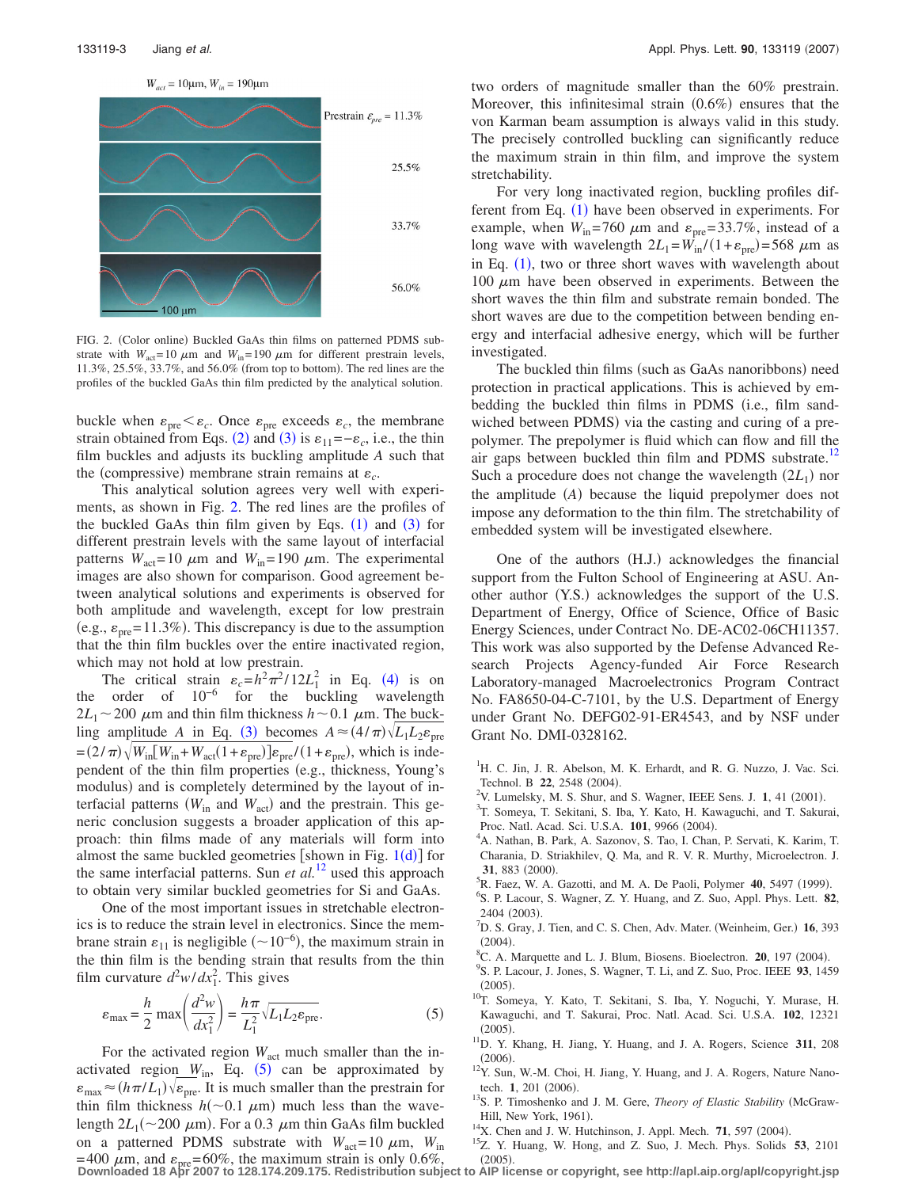$W_{act} = 10\mu m, W_{in} = 190\mu m$

Prestrain $\varepsilon_{pre} = 11.3\%$

25.5%

33.7%

56.0%

100 μm

FIG. 2. (Color online) Buckled GaAs thin films on patterned PDMS substrate with $W_{act}=10\ \mu m$ and $W_{in}=190\ \mu m$ for different prestrain levels, 11.3%, 25.5%, 33.7%, and 56.0% (from top to bottom). The red lines are the profiles of the buckled GaAs thin film predicted by the analytical solution.

buckle when $\varepsilon_{pre} < \varepsilon_c$. Once $\varepsilon_{pre}$ exceeds $\varepsilon_c$, the membrane strain obtained from Eqs. (2) and (3) is $\varepsilon_{11} = -\varepsilon_c$, i.e., the thin film buckles and adjusts its buckling amplitude $A$ such that the (compressive) membrane strain remains at $\varepsilon_c$.

This analytical solution agrees very well with experiments, as shown in Fig. 2. The red lines are the profiles of the buckled GaAs thin film given by Eqs. (1) and (3) for different prestrain levels with the same layout of interfacial patterns $W_{act}=10\ \mu m$ and $W_{in}=190\ \mu m$. The experimental images are also shown for comparison. Good agreement between analytical solutions and experiments is observed for both amplitude and wavelength, except for low prestrain (e.g., $\varepsilon_{pre}=11.3\%$). This discrepancy is due to the assumption that the thin film buckles over the entire inactivated region, which may not hold at low prestrain.

The critical strain $\varepsilon_c = h^2\pi^2/12L_1^2$ in Eq. (4) is on the order of $10^{-6}$ for the buckling wavelength $2L_1 \sim 200\ \mu m$ and thin film thickness $h \sim 0.1\ \mu m$. The buckling amplitude $A$ in Eq. (3) becomes $A \approx (4/\pi)\sqrt{L_1 L_2 \varepsilon_{pre}} = (2/\pi)\sqrt{W_{in}[W_{in}+W_{act}(1+\varepsilon_{pre})]\varepsilon_{pre}}/(1+\varepsilon_{pre})$, which is independent of the thin film properties (e.g., thickness, Young's modulus) and is completely determined by the layout of interfacial patterns ($W_{in}$ and $W_{act}$) and the prestrain. This generic conclusion suggests a broader application of this approach: thin films made of any materials will form into almost the same buckled geometries [shown in Fig. 1(d)] for the same interfacial patterns. Sun *et al.*[12] used this approach to obtain very similar buckled geometries for Si and GaAs.

One of the most important issues in stretchable electronics is to reduce the strain level in electronics. Since the membrane strain $\varepsilon_{11}$ is negligible ($\sim 10^{-6}$), the maximum strain in the thin film is the bending strain that results from the thin film curvature $d^2w/dx_1^2$. This gives

$$\varepsilon_{max} = \frac{h}{2}\max\left(\frac{d^2w}{dx_1^2}\right) = \frac{h\pi}{L_1^2}\sqrt{L_1 L_2 \varepsilon_{pre}}. \tag{5}$$

For the activated region $W_{act}$ much smaller than the inactivated region $W_{in}$, Eq. (5) can be approximated by $\varepsilon_{max} \approx (h\pi/L_1)\sqrt{\varepsilon_{pre}}$. It is much smaller than the prestrain for thin film thickness $h(\sim 0.1\ \mu m)$ much less than the wavelength $2L_1(\sim 200\ \mu m)$. For a 0.3 $\mu m$ thin GaAs film buckled on a patterned PDMS substrate with $W_{act}=10\ \mu m$, $W_{in}=400\ \mu m$, and $\varepsilon_{pre}=60\%$, the maximum strain is only 0.6%, two orders of magnitude smaller than the 60% prestrain. Moreover, this infinitesimal strain (0.6%) ensures that the von Karman beam assumption is always valid in this study. The precisely controlled buckling can significantly reduce the maximum strain in thin film, and improve the system stretchability.

For very long inactivated region, buckling profiles different from Eq. (1) have been observed in experiments. For example, when $W_{in}=760\ \mu m$ and $\varepsilon_{pre}=33.7\%$, instead of a long wave with wavelength $2L_1 = W_{in}/(1+\varepsilon_{pre}) = 568\ \mu m$ as in Eq. (1), two or three short waves with wavelength about 100 $\mu m$ have been observed in experiments. Between the short waves the thin film and substrate remain bonded. The short waves are due to the competition between bending energy and interfacial adhesive energy, which will be further investigated.

The buckled thin films (such as GaAs nanoribbons) need protection in practical applications. This is achieved by embedding the buckled thin films in PDMS (i.e., film sandwiched between PDMS) via the casting and curing of a prepolymer. The prepolymer is fluid which can flow and fill the air gaps between buckled thin film and PDMS substrate.[12] Such a procedure does not change the wavelength ($2L_1$) nor the amplitude ($A$) because the liquid prepolymer does not impose any deformation to the thin film. The stretchability of embedded system will be investigated elsewhere.

One of the authors (H.J.) acknowledges the financial support from the Fulton School of Engineering at ASU. Another author (Y.S.) acknowledges the support of the U.S. Department of Energy, Office of Science, Office of Basic Energy Sciences, under Contract No. DE-AC02-06CH11357. This work was also supported by the Defense Advanced Research Projects Agency-funded Air Force Research Laboratory-managed Macroelectronics Program Contract No. FA8650-04-C-7101, by the U.S. Department of Energy under Grant No. DEFG02-91-ER4543, and by NSF under Grant No. DMI-0328162.

[1] H. C. Jin, J. R. Abelson, M. K. Erhardt, and R. G. Nuzzo, J. Vac. Sci. Technol. B **22**, 2548 (2004).
[2] V. Lumelsky, M. S. Shur, and S. Wagner, IEEE Sens. J. **1**, 41 (2001).
[3] T. Someya, T. Sekitani, S. Iba, Y. Kato, H. Kawaguchi, and T. Sakurai, Proc. Natl. Acad. Sci. U.S.A. **101**, 9966 (2004).
[4] A. Nathan, B. Park, A. Sazonov, S. Tao, I. Chan, P. Servati, K. Karim, T. Charania, D. Striakhilev, Q. Ma, and R. V. R. Murthy, Microelectron. J. **31**, 883 (2000).
[5] R. Faez, W. A. Gazotti, and M. A. De Paoli, Polymer **40**, 5497 (1999).
[6] S. P. Lacour, S. Wagner, Z. Y. Huang, and Z. Suo, Appl. Phys. Lett. **82**, 2404 (2003).
[7] D. S. Gray, J. Tien, and C. S. Chen, Adv. Mater. (Weinheim, Ger.) **16**, 393 (2004).
[8] C. A. Marquette and L. J. Blum, Biosens. Bioelectron. **20**, 197 (2004).
[9] S. P. Lacour, J. Jones, S. Wagner, T. Li, and Z. Suo, Proc. IEEE **93**, 1459 (2005).
[10] T. Someya, Y. Kato, T. Sekitani, S. Iba, Y. Noguchi, Y. Murase, H. Kawaguchi, and T. Sakurai, Proc. Natl. Acad. Sci. U.S.A. **102**, 12321 (2005).
[11] D. Y. Khang, H. Jiang, Y. Huang, and J. A. Rogers, Science **311**, 208 (2006).
[12] Y. Sun, W.-M. Choi, H. Jiang, Y. Huang, and J. A. Rogers, Nature Nanotech. **1**, 201 (2006).
[13] S. P. Timoshenko and J. M. Gere, *Theory of Elastic Stability* (McGraw-Hill, New York, 1961).
[14] X. Chen and J. W. Hutchinson, J. Appl. Mech. **71**, 597 (2004).
[15] Z. Y. Huang, W. Hong, and Z. Suo, J. Mech. Phys. Solids **53**, 2101 (2005).